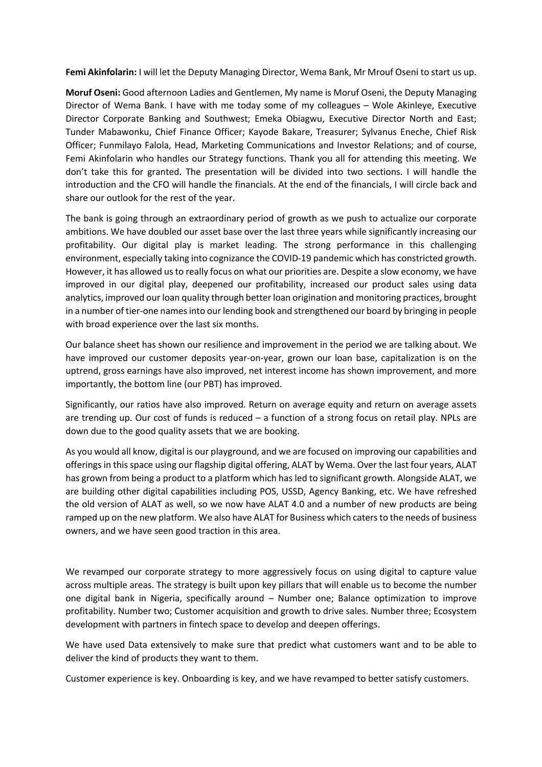**Femi Akinfolarin:** I will let the Deputy Managing Director, Wema Bank, Mr Mrouf Oseni to start us up.

**Moruf Oseni:** Good afternoon Ladies and Gentlemen, My name is Moruf Oseni, the Deputy Managing Director of Wema Bank. I have with me today some of my colleagues – Wole Akinleye, Executive Director Corporate Banking and Southwest; Emeka Obiagwu, Executive Director North and East; Tunder Mabawonku, Chief Finance Officer; Kayode Bakare, Treasurer; Sylvanus Eneche, Chief Risk Officer; Funmilayo Falola, Head, Marketing Communications and Investor Relations; and of course, Femi Akinfolarin who handles our Strategy functions. Thank you all for attending this meeting. We don't take this for granted. The presentation will be divided into two sections. I will handle the introduction and the CFO will handle the financials. At the end of the financials, I will circle back and share our outlook for the rest of the year.

The bank is going through an extraordinary period of growth as we push to actualize our corporate ambitions. We have doubled our asset base over the last three years while significantly increasing our profitability. Our digital play is market leading. The strong performance in this challenging environment, especially taking into cognizance the COVID-19 pandemic which has constricted growth. However, it has allowed us to really focus on what our priorities are. Despite a slow economy, we have improved in our digital play, deepened our profitability, increased our product sales using data analytics, improved our loan quality through better loan origination and monitoring practices, brought in a number of tier-one names into our lending book and strengthened our board by bringing in people with broad experience over the last six months.

Our balance sheet has shown our resilience and improvement in the period we are talking about. We have improved our customer deposits year-on-year, grown our loan base, capitalization is on the uptrend, gross earnings have also improved, net interest income has shown improvement, and more importantly, the bottom line (our PBT) has improved.

Significantly, our ratios have also improved. Return on average equity and return on average assets are trending up. Our cost of funds is reduced – a function of a strong focus on retail play. NPLs are down due to the good quality assets that we are booking.

As you would all know, digital is our playground, and we are focused on improving our capabilities and offerings in this space using our flagship digital offering, ALAT by Wema. Over the last four years, ALAT has grown from being a product to a platform which has led to significant growth. Alongside ALAT, we are building other digital capabilities including POS, USSD, Agency Banking, etc. We have refreshed the old version of ALAT as well, so we now have ALAT 4.0 and a number of new products are being ramped up on the new platform. We also have ALAT for Business which caters to the needs of business owners, and we have seen good traction in this area.

We revamped our corporate strategy to more aggressively focus on using digital to capture value across multiple areas. The strategy is built upon key pillars that will enable us to become the number one digital bank in Nigeria, specifically around – Number one; Balance optimization to improve profitability. Number two; Customer acquisition and growth to drive sales. Number three; Ecosystem development with partners in fintech space to develop and deepen offerings.

We have used Data extensively to make sure that predict what customers want and to be able to deliver the kind of products they want to them.

Customer experience is key. Onboarding is key, and we have revamped to better satisfy customers.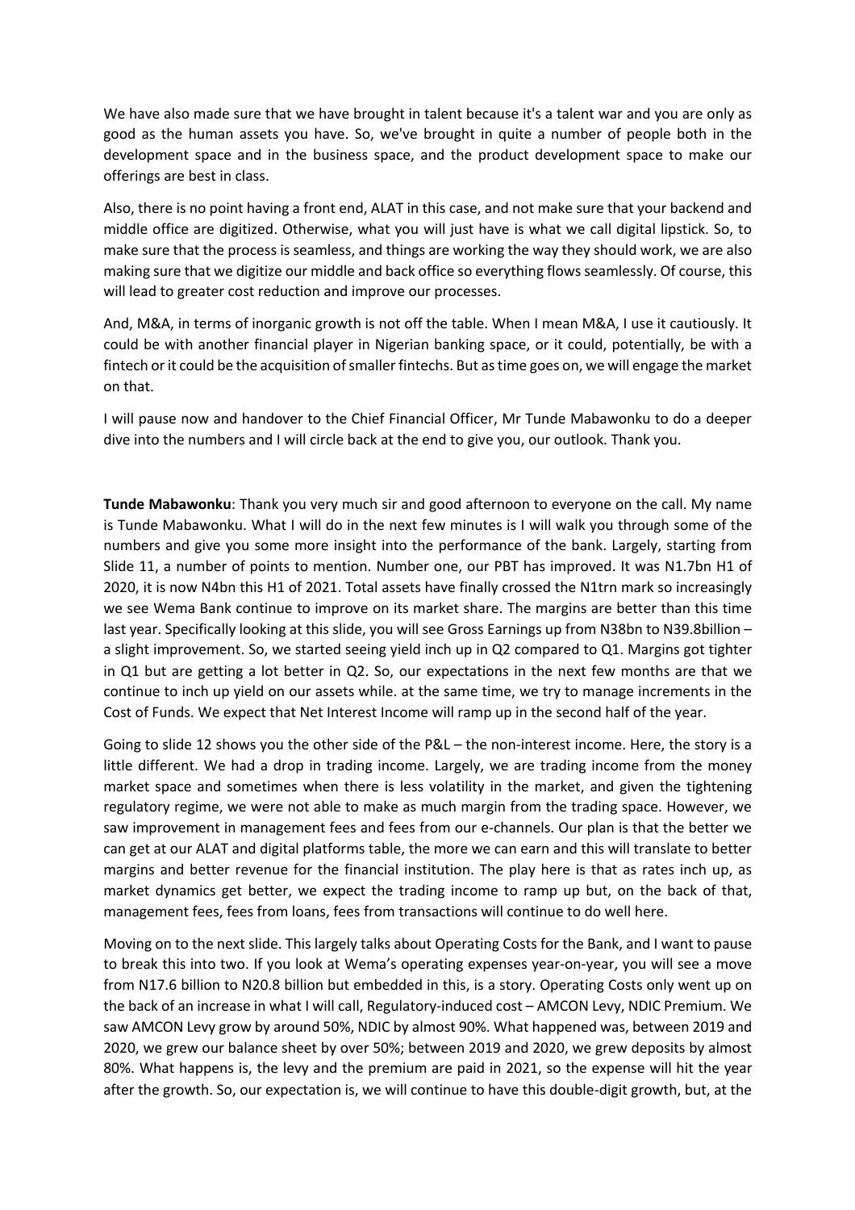We have also made sure that we have brought in talent because it's a talent war and you are only as good as the human assets you have. So, we've brought in quite a number of people both in the development space and in the business space, and the product development space to make our offerings are best in class.

Also, there is no point having a front end, ALAT in this case, and not make sure that your backend and middle office are digitized. Otherwise, what you will just have is what we call digital lipstick. So, to make sure that the process is seamless, and things are working the way they should work, we are also making sure that we digitize our middle and back office so everything flows seamlessly. Of course, this will lead to greater cost reduction and improve our processes.

And, M&A, in terms of inorganic growth is not off the table. When I mean M&A, I use it cautiously. It could be with another financial player in Nigerian banking space, or it could, potentially, be with a fintech or it could be the acquisition of smaller fintechs. But as time goes on, we will engage the market on that.

I will pause now and handover to the Chief Financial Officer, Mr Tunde Mabawonku to do a deeper dive into the numbers and I will circle back at the end to give you, our outlook. Thank you.

**Tunde Mabawonku**: Thank you very much sir and good afternoon to everyone on the call. My name is Tunde Mabawonku. What I will do in the next few minutes is I will walk you through some of the numbers and give you some more insight into the performance of the bank. Largely, starting from Slide 11, a number of points to mention. Number one, our PBT has improved. It was N1.7bn H1 of 2020, it is now N4bn this H1 of 2021. Total assets have finally crossed the N1trn mark so increasingly we see Wema Bank continue to improve on its market share. The margins are better than this time last year. Specifically looking at this slide, you will see Gross Earnings up from N38bn to N39.8billion – a slight improvement. So, we started seeing yield inch up in Q2 compared to Q1. Margins got tighter in Q1 but are getting a lot better in Q2. So, our expectations in the next few months are that we continue to inch up yield on our assets while. at the same time, we try to manage increments in the Cost of Funds. We expect that Net Interest Income will ramp up in the second half of the year.

Going to slide 12 shows you the other side of the P&L – the non-interest income. Here, the story is a little different. We had a drop in trading income. Largely, we are trading income from the money market space and sometimes when there is less volatility in the market, and given the tightening regulatory regime, we were not able to make as much margin from the trading space. However, we saw improvement in management fees and fees from our e-channels. Our plan is that the better we can get at our ALAT and digital platforms table, the more we can earn and this will translate to better margins and better revenue for the financial institution. The play here is that as rates inch up, as market dynamics get better, we expect the trading income to ramp up but, on the back of that, management fees, fees from loans, fees from transactions will continue to do well here.

Moving on to the next slide. This largely talks about Operating Costs for the Bank, and I want to pause to break this into two. If you look at Wema's operating expenses year-on-year, you will see a move from N17.6 billion to N20.8 billion but embedded in this, is a story. Operating Costs only went up on the back of an increase in what I will call, Regulatory-induced cost – AMCON Levy, NDIC Premium. We saw AMCON Levy grow by around 50%, NDIC by almost 90%. What happened was, between 2019 and 2020, we grew our balance sheet by over 50%; between 2019 and 2020, we grew deposits by almost 80%. What happens is, the levy and the premium are paid in 2021, so the expense will hit the year after the growth. So, our expectation is, we will continue to have this double-digit growth, but, at the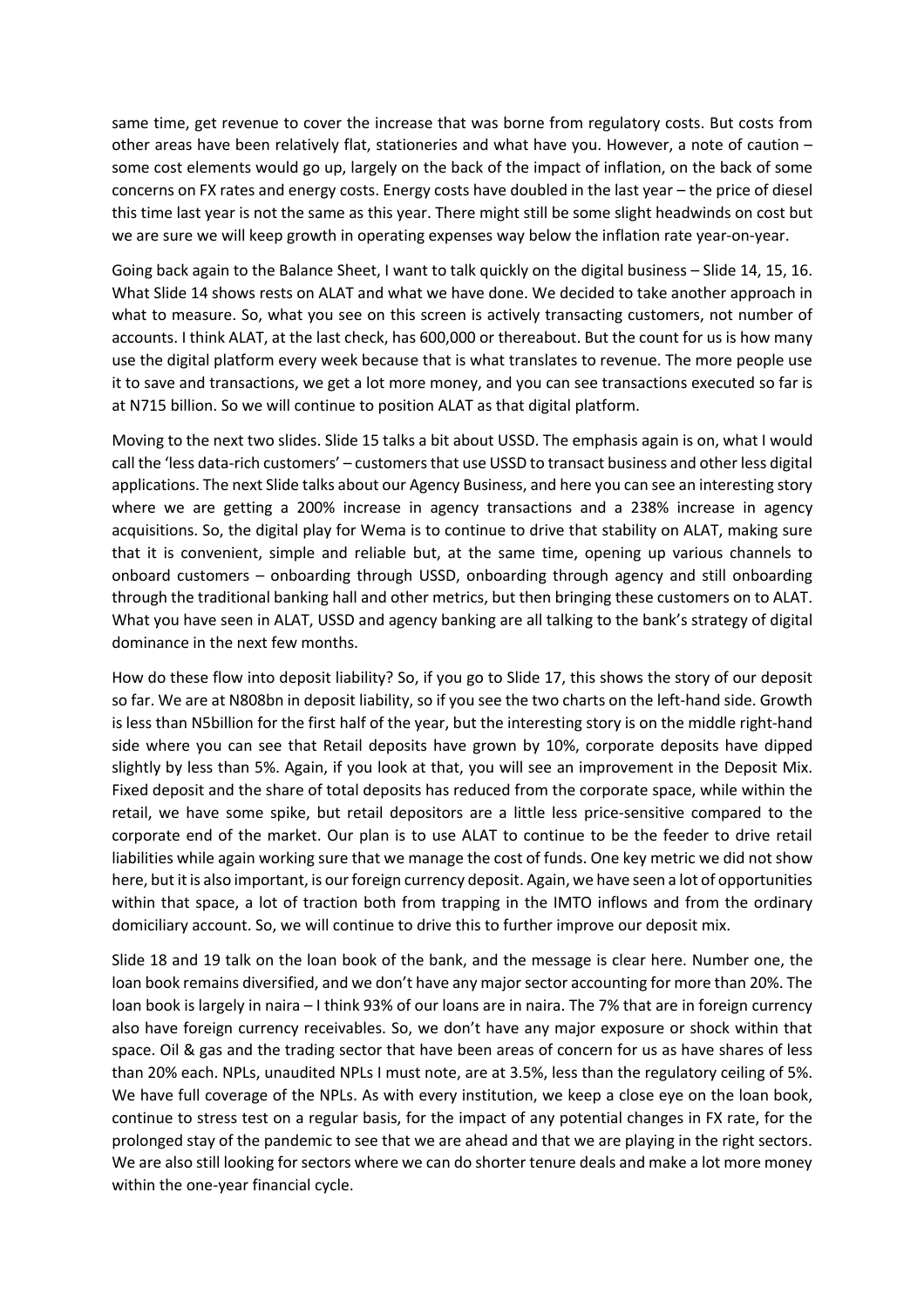same time, get revenue to cover the increase that was borne from regulatory costs. But costs from other areas have been relatively flat, stationeries and what have you. However, a note of caution – some cost elements would go up, largely on the back of the impact of inflation, on the back of some concerns on FX rates and energy costs. Energy costs have doubled in the last year – the price of diesel this time last year is not the same as this year. There might still be some slight headwinds on cost but we are sure we will keep growth in operating expenses way below the inflation rate year-on-year.

Going back again to the Balance Sheet, I want to talk quickly on the digital business – Slide 14, 15, 16. What Slide 14 shows rests on ALAT and what we have done. We decided to take another approach in what to measure. So, what you see on this screen is actively transacting customers, not number of accounts. I think ALAT, at the last check, has 600,000 or thereabout. But the count for us is how many use the digital platform every week because that is what translates to revenue. The more people use it to save and transactions, we get a lot more money, and you can see transactions executed so far is at N715 billion. So we will continue to position ALAT as that digital platform.

Moving to the next two slides. Slide 15 talks a bit about USSD. The emphasis again is on, what I would call the 'less data-rich customers' – customers that use USSD to transact business and other less digital applications. The next Slide talks about our Agency Business, and here you can see an interesting story where we are getting a 200% increase in agency transactions and a 238% increase in agency acquisitions. So, the digital play for Wema is to continue to drive that stability on ALAT, making sure that it is convenient, simple and reliable but, at the same time, opening up various channels to onboard customers – onboarding through USSD, onboarding through agency and still onboarding through the traditional banking hall and other metrics, but then bringing these customers on to ALAT. What you have seen in ALAT, USSD and agency banking are all talking to the bank's strategy of digital dominance in the next few months.

How do these flow into deposit liability? So, if you go to Slide 17, this shows the story of our deposit so far. We are at N808bn in deposit liability, so if you see the two charts on the left-hand side. Growth is less than N5billion for the first half of the year, but the interesting story is on the middle right-hand side where you can see that Retail deposits have grown by 10%, corporate deposits have dipped slightly by less than 5%. Again, if you look at that, you will see an improvement in the Deposit Mix. Fixed deposit and the share of total deposits has reduced from the corporate space, while within the retail, we have some spike, but retail depositors are a little less price-sensitive compared to the corporate end of the market. Our plan is to use ALAT to continue to be the feeder to drive retail liabilities while again working sure that we manage the cost of funds. One key metric we did not show here, but it is also important, is our foreign currency deposit. Again, we have seen a lot of opportunities within that space, a lot of traction both from trapping in the IMTO inflows and from the ordinary domiciliary account. So, we will continue to drive this to further improve our deposit mix.

Slide 18 and 19 talk on the loan book of the bank, and the message is clear here. Number one, the loan book remains diversified, and we don't have any major sector accounting for more than 20%. The loan book is largely in naira – I think 93% of our loans are in naira. The 7% that are in foreign currency also have foreign currency receivables. So, we don't have any major exposure or shock within that space. Oil & gas and the trading sector that have been areas of concern for us as have shares of less than 20% each. NPLs, unaudited NPLs I must note, are at 3.5%, less than the regulatory ceiling of 5%. We have full coverage of the NPLs. As with every institution, we keep a close eye on the loan book, continue to stress test on a regular basis, for the impact of any potential changes in FX rate, for the prolonged stay of the pandemic to see that we are ahead and that we are playing in the right sectors. We are also still looking for sectors where we can do shorter tenure deals and make a lot more money within the one-year financial cycle.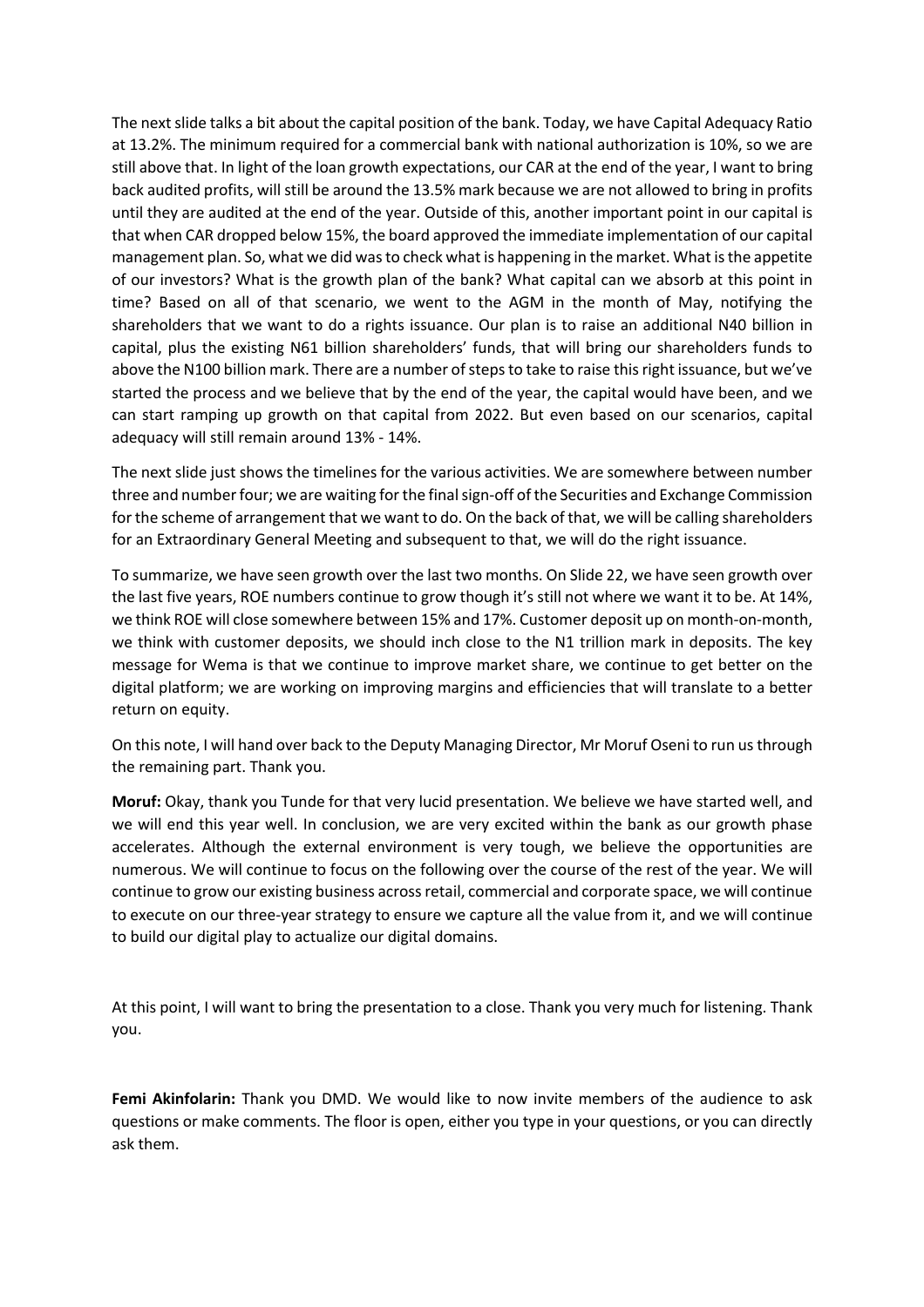The next slide talks a bit about the capital position of the bank. Today, we have Capital Adequacy Ratio at 13.2%. The minimum required for a commercial bank with national authorization is 10%, so we are still above that. In light of the loan growth expectations, our CAR at the end of the year, I want to bring back audited profits, will still be around the 13.5% mark because we are not allowed to bring in profits until they are audited at the end of the year. Outside of this, another important point in our capital is that when CAR dropped below 15%, the board approved the immediate implementation of our capital management plan. So, what we did was to check what is happening in the market. What is the appetite of our investors? What is the growth plan of the bank? What capital can we absorb at this point in time? Based on all of that scenario, we went to the AGM in the month of May, notifying the shareholders that we want to do a rights issuance. Our plan is to raise an additional N40 billion in capital, plus the existing N61 billion shareholders' funds, that will bring our shareholders funds to above the N100 billion mark. There are a number of steps to take to raise this right issuance, but we've started the process and we believe that by the end of the year, the capital would have been, and we can start ramping up growth on that capital from 2022. But even based on our scenarios, capital adequacy will still remain around 13% - 14%.

The next slide just shows the timelines for the various activities. We are somewhere between number three and number four; we are waiting for the final sign-off of the Securities and Exchange Commission for the scheme of arrangement that we want to do. On the back of that, we will be calling shareholders for an Extraordinary General Meeting and subsequent to that, we will do the right issuance.

To summarize, we have seen growth over the last two months. On Slide 22, we have seen growth over the last five years, ROE numbers continue to grow though it's still not where we want it to be. At 14%, we think ROE will close somewhere between 15% and 17%. Customer deposit up on month-on-month, we think with customer deposits, we should inch close to the N1 trillion mark in deposits. The key message for Wema is that we continue to improve market share, we continue to get better on the digital platform; we are working on improving margins and efficiencies that will translate to a better return on equity.

On this note, I will hand over back to the Deputy Managing Director, Mr Moruf Oseni to run us through the remaining part. Thank you.

**Moruf:** Okay, thank you Tunde for that very lucid presentation. We believe we have started well, and we will end this year well. In conclusion, we are very excited within the bank as our growth phase accelerates. Although the external environment is very tough, we believe the opportunities are numerous. We will continue to focus on the following over the course of the rest of the year. We will continue to grow our existing business across retail, commercial and corporate space, we will continue to execute on our three-year strategy to ensure we capture all the value from it, and we will continue to build our digital play to actualize our digital domains.

At this point, I will want to bring the presentation to a close. Thank you very much for listening. Thank you.

**Femi Akinfolarin:** Thank you DMD. We would like to now invite members of the audience to ask questions or make comments. The floor is open, either you type in your questions, or you can directly ask them.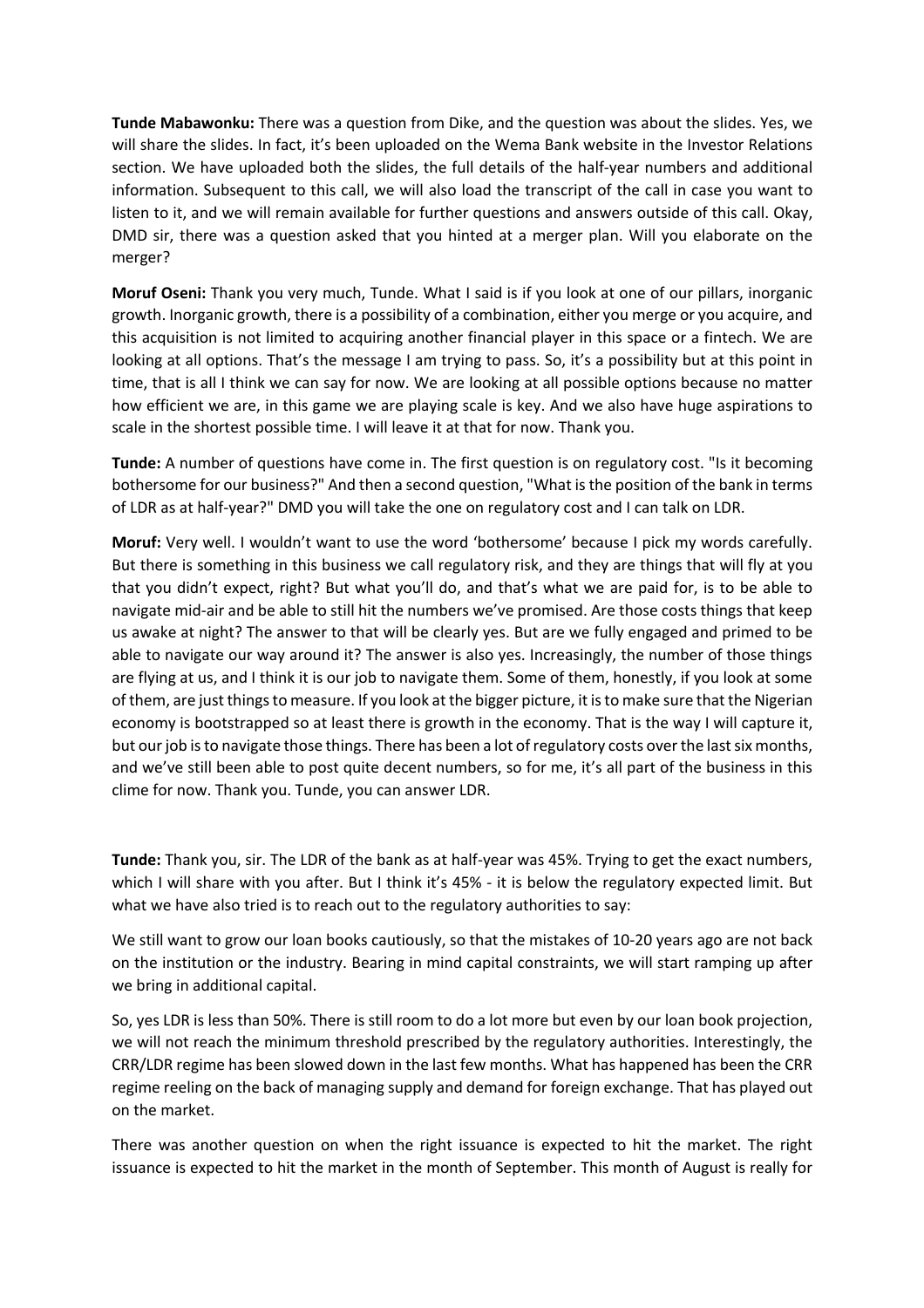**Tunde Mabawonku:** There was a question from Dike, and the question was about the slides. Yes, we will share the slides. In fact, it's been uploaded on the Wema Bank website in the Investor Relations section. We have uploaded both the slides, the full details of the half-year numbers and additional information. Subsequent to this call, we will also load the transcript of the call in case you want to listen to it, and we will remain available for further questions and answers outside of this call. Okay, DMD sir, there was a question asked that you hinted at a merger plan. Will you elaborate on the merger?

**Moruf Oseni:** Thank you very much, Tunde. What I said is if you look at one of our pillars, inorganic growth. Inorganic growth, there is a possibility of a combination, either you merge or you acquire, and this acquisition is not limited to acquiring another financial player in this space or a fintech. We are looking at all options. That's the message I am trying to pass. So, it's a possibility but at this point in time, that is all I think we can say for now. We are looking at all possible options because no matter how efficient we are, in this game we are playing scale is key. And we also have huge aspirations to scale in the shortest possible time. I will leave it at that for now. Thank you.

**Tunde:** A number of questions have come in. The first question is on regulatory cost. "Is it becoming bothersome for our business?" And then a second question, "What is the position of the bank in terms of LDR as at half-year?" DMD you will take the one on regulatory cost and I can talk on LDR.

**Moruf:** Very well. I wouldn't want to use the word 'bothersome' because I pick my words carefully. But there is something in this business we call regulatory risk, and they are things that will fly at you that you didn't expect, right? But what you'll do, and that's what we are paid for, is to be able to navigate mid-air and be able to still hit the numbers we've promised. Are those costs things that keep us awake at night? The answer to that will be clearly yes. But are we fully engaged and primed to be able to navigate our way around it? The answer is also yes. Increasingly, the number of those things are flying at us, and I think it is our job to navigate them. Some of them, honestly, if you look at some of them, are just things to measure. If you look at the bigger picture, it is to make sure that the Nigerian economy is bootstrapped so at least there is growth in the economy. That is the way I will capture it, but our job is to navigate those things. There has been a lot of regulatory costs over the last six months, and we've still been able to post quite decent numbers, so for me, it's all part of the business in this clime for now. Thank you. Tunde, you can answer LDR.

**Tunde:** Thank you, sir. The LDR of the bank as at half-year was 45%. Trying to get the exact numbers, which I will share with you after. But I think it's 45% - it is below the regulatory expected limit. But what we have also tried is to reach out to the regulatory authorities to say:

We still want to grow our loan books cautiously, so that the mistakes of 10-20 years ago are not back on the institution or the industry. Bearing in mind capital constraints, we will start ramping up after we bring in additional capital.

So, yes LDR is less than 50%. There is still room to do a lot more but even by our loan book projection, we will not reach the minimum threshold prescribed by the regulatory authorities. Interestingly, the CRR/LDR regime has been slowed down in the last few months. What has happened has been the CRR regime reeling on the back of managing supply and demand for foreign exchange. That has played out on the market.

There was another question on when the right issuance is expected to hit the market. The right issuance is expected to hit the market in the month of September. This month of August is really for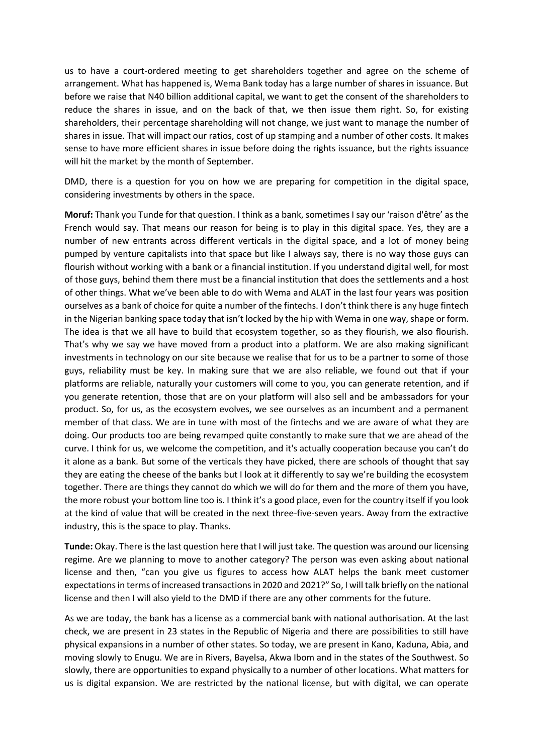us to have a court-ordered meeting to get shareholders together and agree on the scheme of arrangement. What has happened is, Wema Bank today has a large number of shares in issuance. But before we raise that N40 billion additional capital, we want to get the consent of the shareholders to reduce the shares in issue, and on the back of that, we then issue them right. So, for existing shareholders, their percentage shareholding will not change, we just want to manage the number of shares in issue. That will impact our ratios, cost of up stamping and a number of other costs. It makes sense to have more efficient shares in issue before doing the rights issuance, but the rights issuance will hit the market by the month of September.

DMD, there is a question for you on how we are preparing for competition in the digital space, considering investments by others in the space.

**Moruf:** Thank you Tunde for that question. I think as a bank, sometimes I say our 'raison d'être' as the French would say. That means our reason for being is to play in this digital space. Yes, they are a number of new entrants across different verticals in the digital space, and a lot of money being pumped by venture capitalists into that space but like I always say, there is no way those guys can flourish without working with a bank or a financial institution. If you understand digital well, for most of those guys, behind them there must be a financial institution that does the settlements and a host of other things. What we've been able to do with Wema and ALAT in the last four years was position ourselves as a bank of choice for quite a number of the fintechs. I don't think there is any huge fintech in the Nigerian banking space today that isn't locked by the hip with Wema in one way, shape or form. The idea is that we all have to build that ecosystem together, so as they flourish, we also flourish. That's why we say we have moved from a product into a platform. We are also making significant investments in technology on our site because we realise that for us to be a partner to some of those guys, reliability must be key. In making sure that we are also reliable, we found out that if your platforms are reliable, naturally your customers will come to you, you can generate retention, and if you generate retention, those that are on your platform will also sell and be ambassadors for your product. So, for us, as the ecosystem evolves, we see ourselves as an incumbent and a permanent member of that class. We are in tune with most of the fintechs and we are aware of what they are doing. Our products too are being revamped quite constantly to make sure that we are ahead of the curve. I think for us, we welcome the competition, and it's actually cooperation because you can't do it alone as a bank. But some of the verticals they have picked, there are schools of thought that say they are eating the cheese of the banks but I look at it differently to say we're building the ecosystem together. There are things they cannot do which we will do for them and the more of them you have, the more robust your bottom line too is. I think it's a good place, even for the country itself if you look at the kind of value that will be created in the next three-five-seven years. Away from the extractive industry, this is the space to play. Thanks.

**Tunde:** Okay. There is the last question here that I will just take. The question was around our licensing regime. Are we planning to move to another category? The person was even asking about national license and then, "can you give us figures to access how ALAT helps the bank meet customer expectations in terms of increased transactions in 2020 and 2021?" So, I will talk briefly on the national license and then I will also yield to the DMD if there are any other comments for the future.

As we are today, the bank has a license as a commercial bank with national authorisation. At the last check, we are present in 23 states in the Republic of Nigeria and there are possibilities to still have physical expansions in a number of other states. So today, we are present in Kano, Kaduna, Abia, and moving slowly to Enugu. We are in Rivers, Bayelsa, Akwa Ibom and in the states of the Southwest. So slowly, there are opportunities to expand physically to a number of other locations. What matters for us is digital expansion. We are restricted by the national license, but with digital, we can operate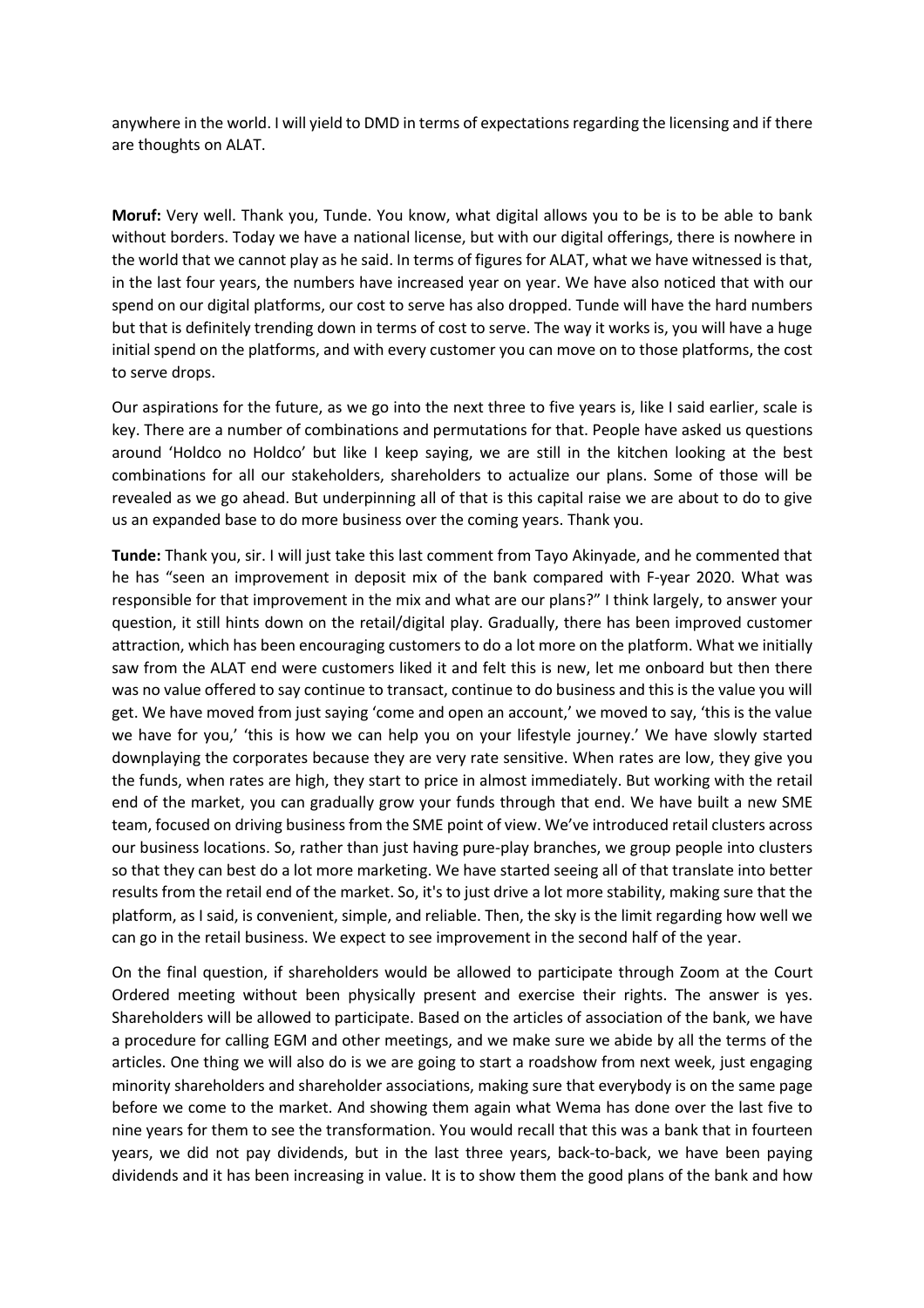anywhere in the world. I will yield to DMD in terms of expectations regarding the licensing and if there are thoughts on ALAT.

**Moruf:** Very well. Thank you, Tunde. You know, what digital allows you to be is to be able to bank without borders. Today we have a national license, but with our digital offerings, there is nowhere in the world that we cannot play as he said. In terms of figures for ALAT, what we have witnessed is that, in the last four years, the numbers have increased year on year. We have also noticed that with our spend on our digital platforms, our cost to serve has also dropped. Tunde will have the hard numbers but that is definitely trending down in terms of cost to serve. The way it works is, you will have a huge initial spend on the platforms, and with every customer you can move on to those platforms, the cost to serve drops.

Our aspirations for the future, as we go into the next three to five years is, like I said earlier, scale is key. There are a number of combinations and permutations for that. People have asked us questions around 'Holdco no Holdco' but like I keep saying, we are still in the kitchen looking at the best combinations for all our stakeholders, shareholders to actualize our plans. Some of those will be revealed as we go ahead. But underpinning all of that is this capital raise we are about to do to give us an expanded base to do more business over the coming years. Thank you.

**Tunde:** Thank you, sir. I will just take this last comment from Tayo Akinyade, and he commented that he has "seen an improvement in deposit mix of the bank compared with F-year 2020. What was responsible for that improvement in the mix and what are our plans?" I think largely, to answer your question, it still hints down on the retail/digital play. Gradually, there has been improved customer attraction, which has been encouraging customers to do a lot more on the platform. What we initially saw from the ALAT end were customers liked it and felt this is new, let me onboard but then there was no value offered to say continue to transact, continue to do business and this is the value you will get. We have moved from just saying 'come and open an account,' we moved to say, 'this is the value we have for you,' 'this is how we can help you on your lifestyle journey.' We have slowly started downplaying the corporates because they are very rate sensitive. When rates are low, they give you the funds, when rates are high, they start to price in almost immediately. But working with the retail end of the market, you can gradually grow your funds through that end. We have built a new SME team, focused on driving business from the SME point of view. We've introduced retail clusters across our business locations. So, rather than just having pure-play branches, we group people into clusters so that they can best do a lot more marketing. We have started seeing all of that translate into better results from the retail end of the market. So, it's to just drive a lot more stability, making sure that the platform, as I said, is convenient, simple, and reliable. Then, the sky is the limit regarding how well we can go in the retail business. We expect to see improvement in the second half of the year.

On the final question, if shareholders would be allowed to participate through Zoom at the Court Ordered meeting without been physically present and exercise their rights. The answer is yes. Shareholders will be allowed to participate. Based on the articles of association of the bank, we have a procedure for calling EGM and other meetings, and we make sure we abide by all the terms of the articles. One thing we will also do is we are going to start a roadshow from next week, just engaging minority shareholders and shareholder associations, making sure that everybody is on the same page before we come to the market. And showing them again what Wema has done over the last five to nine years for them to see the transformation. You would recall that this was a bank that in fourteen years, we did not pay dividends, but in the last three years, back-to-back, we have been paying dividends and it has been increasing in value. It is to show them the good plans of the bank and how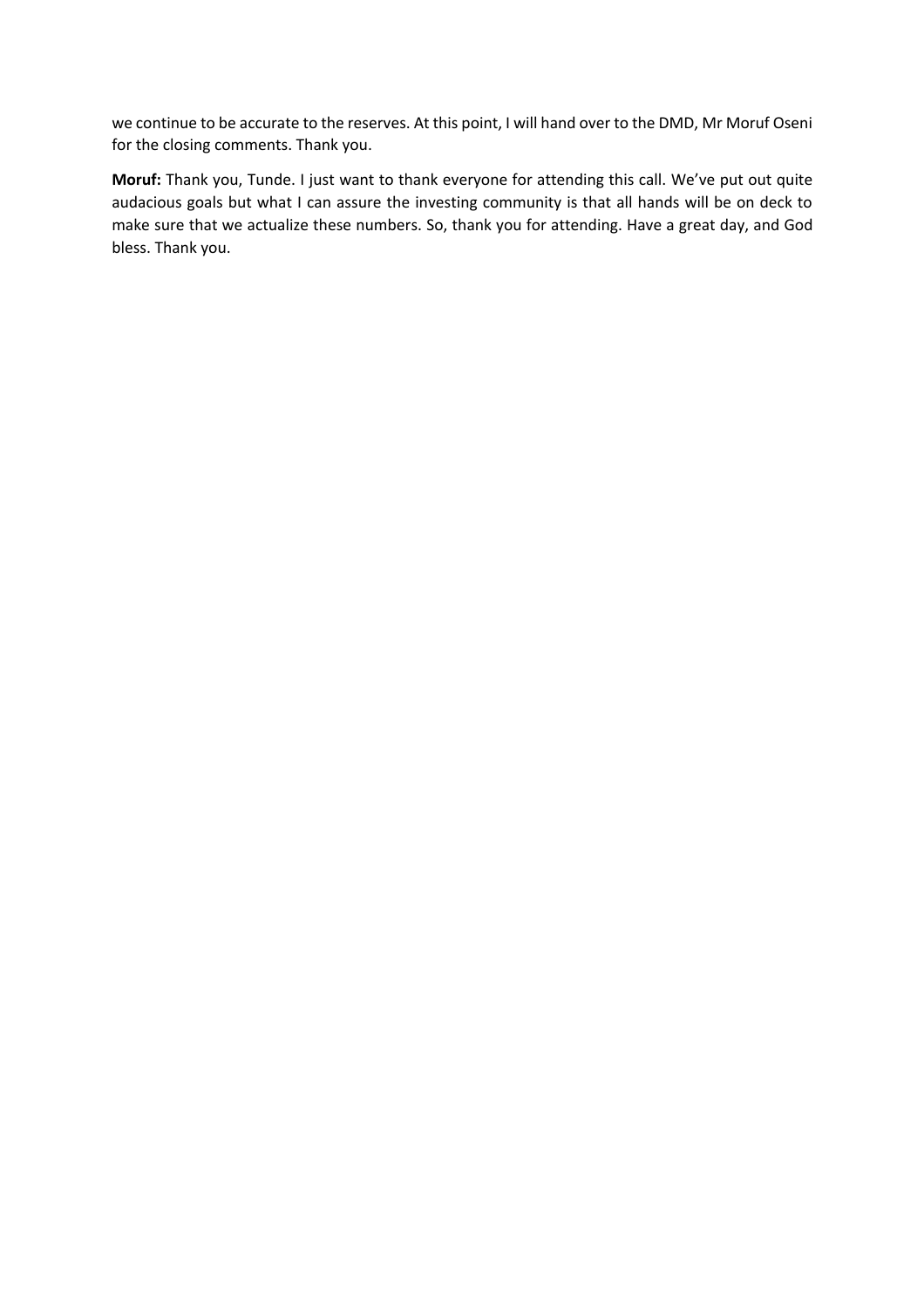we continue to be accurate to the reserves. At this point, I will hand over to the DMD, Mr Moruf Oseni for the closing comments. Thank you.

**Moruf:** Thank you, Tunde. I just want to thank everyone for attending this call. We've put out quite audacious goals but what I can assure the investing community is that all hands will be on deck to make sure that we actualize these numbers. So, thank you for attending. Have a great day, and God bless. Thank you.